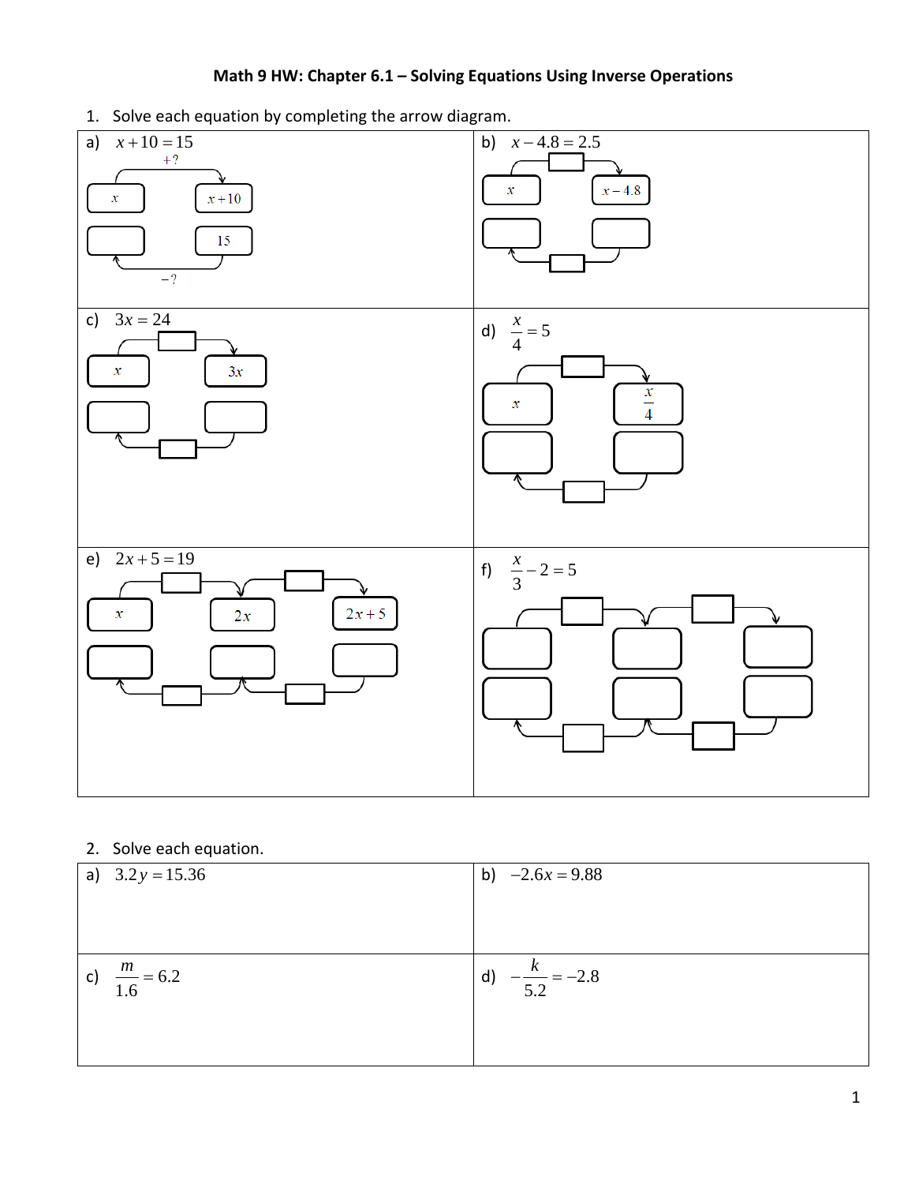# Math 9 HW: Chapter 6.1 – Solving Equations Using Inverse Operations

1. Solve each equation by completing the arrow diagram.

a) $x+10=15$

$+?$

$x$ → $x+10$

15 → (blank)

$-?$

b) $x-4.8=2.5$

$x$ → $x-4.8$

c) $3x=24$

$x$ → $3x$

d) $\dfrac{x}{4}=5$

$x$ → $\dfrac{x}{4}$

e) $2x+5=19$

$x$ → $2x$ → $2x+5$

f) $\dfrac{x}{3}-2=5$

2. Solve each equation.

| | |
|---|---|
| a) $3.2y=15.36$ | b) $-2.6x=9.88$ |
| c) $\dfrac{m}{1.6}=6.2$ | d) $-\dfrac{k}{5.2}=-2.8$ |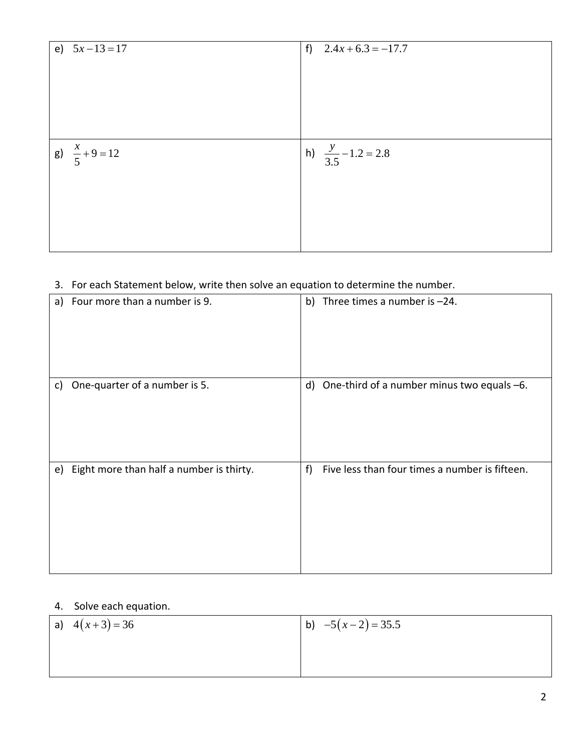| e) $5x-13=17$ | f) $2.4x+6.3=-17.7$ |
|---|---|
| g) $\frac{x}{5}+9=12$ | h) $\frac{y}{3.5}-1.2=2.8$ |

3. For each Statement below, write then solve an equation to determine the number.

| a) Four more than a number is 9. | b) Three times a number is –24. |
|---|---|
| c) One-quarter of a number is 5. | d) One-third of a number minus two equals –6. |
| e) Eight more than half a number is thirty. | f) Five less than four times a number is fifteen. |

4. Solve each equation.

| a) $4(x+3)=36$ | b) $-5(x-2)=35.5$ |
|---|---|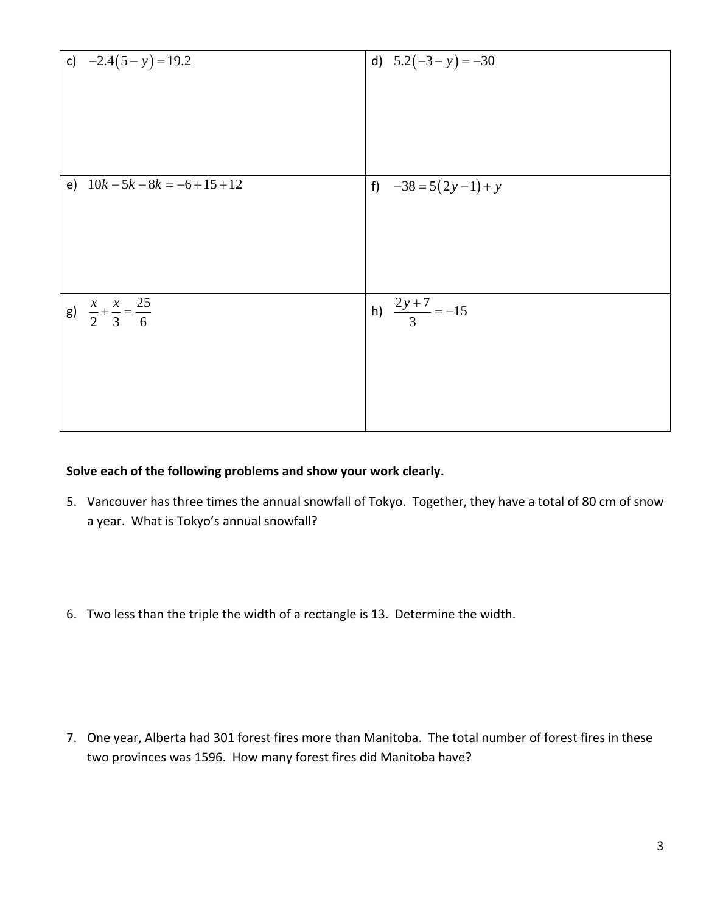| | |
|---|---|
| c) $-2.4(5-y)=19.2$ | d) $5.2(-3-y)=-30$ |
| e) $10k-5k-8k=-6+15+12$ | f) $-38=5(2y-1)+y$ |
| g) $\frac{x}{2}+\frac{x}{3}=\frac{25}{6}$ | h) $\frac{2y+7}{3}=-15$ |

**Solve each of the following problems and show your work clearly.**

5. Vancouver has three times the annual snowfall of Tokyo. Together, they have a total of 80 cm of snow a year. What is Tokyo's annual snowfall?

6. Two less than the triple the width of a rectangle is 13. Determine the width.

7. One year, Alberta had 301 forest fires more than Manitoba. The total number of forest fires in these two provinces was 1596. How many forest fires did Manitoba have?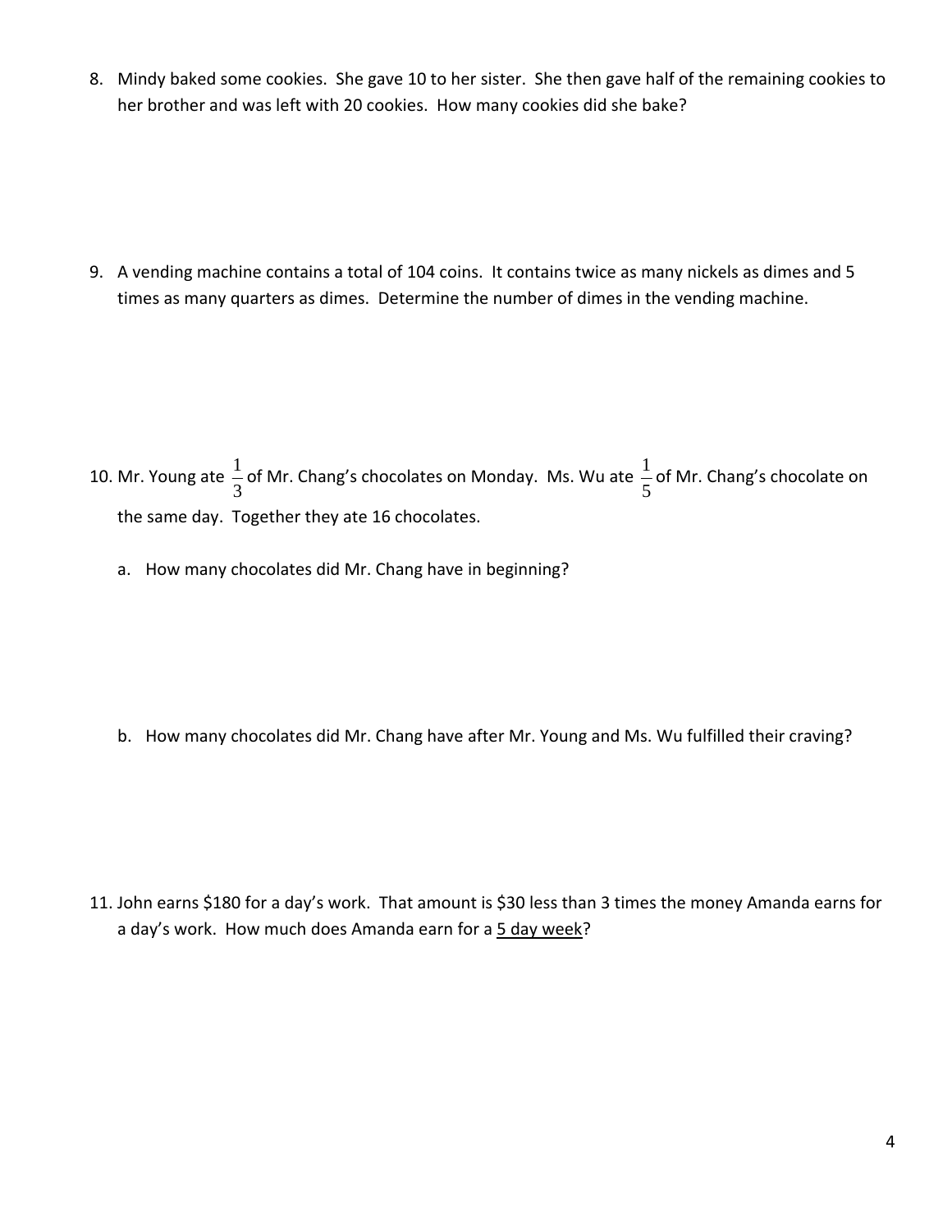8. Mindy baked some cookies. She gave 10 to her sister. She then gave half of the remaining cookies to her brother and was left with 20 cookies. How many cookies did she bake?

9. A vending machine contains a total of 104 coins. It contains twice as many nickels as dimes and 5 times as many quarters as dimes. Determine the number of dimes in the vending machine.

10. Mr. Young ate $\frac{1}{3}$ of Mr. Chang's chocolates on Monday. Ms. Wu ate $\frac{1}{5}$ of Mr. Chang's chocolate on the same day. Together they ate 16 chocolates.

    a. How many chocolates did Mr. Chang have in beginning?

    b. How many chocolates did Mr. Chang have after Mr. Young and Ms. Wu fulfilled their craving?

11. John earns $180 for a day's work. That amount is $30 less than 3 times the money Amanda earns for a day's work. How much does Amanda earn for a <u>5 day week</u>?